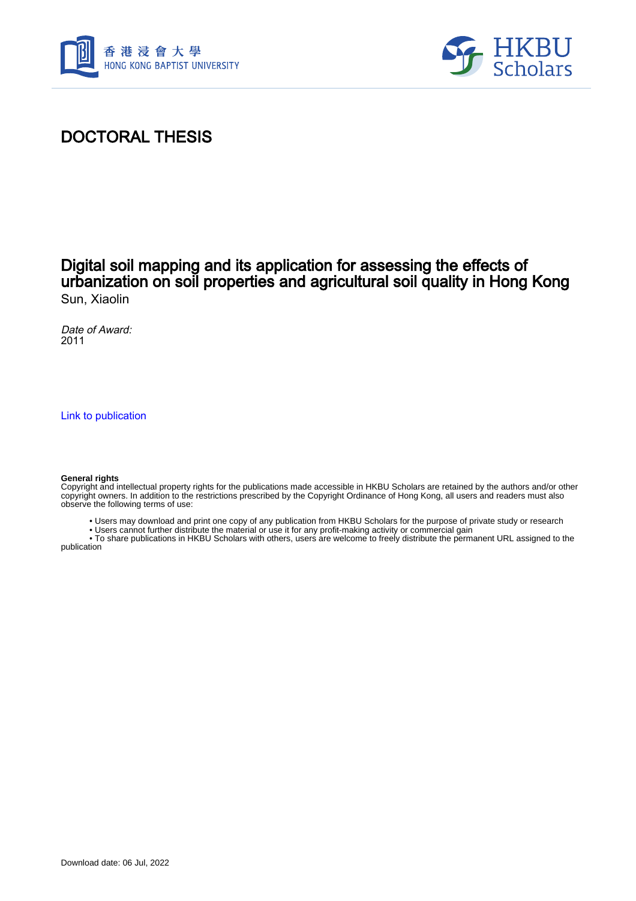# DOCTORAL THESIS

## Digital soil mapping and its application for assessing the effects of urbanization on soil properties and agricultural soil quality in Hong Kong

Sun, Xiaolin

*Date of Award:*
2011

Link to publication

**General rights**
Copyright and intellectual property rights for the publications made accessible in HKBU Scholars are retained by the authors and/or other copyright owners. In addition to the restrictions prescribed by the Copyright Ordinance of Hong Kong, all users and readers must also observe the following terms of use:

- Users may download and print one copy of any publication from HKBU Scholars for the purpose of private study or research
- Users cannot further distribute the material or use it for any profit-making activity or commercial gain
- To share publications in HKBU Scholars with others, users are welcome to freely distribute the permanent URL assigned to the publication

Download date: 06 Jul, 2022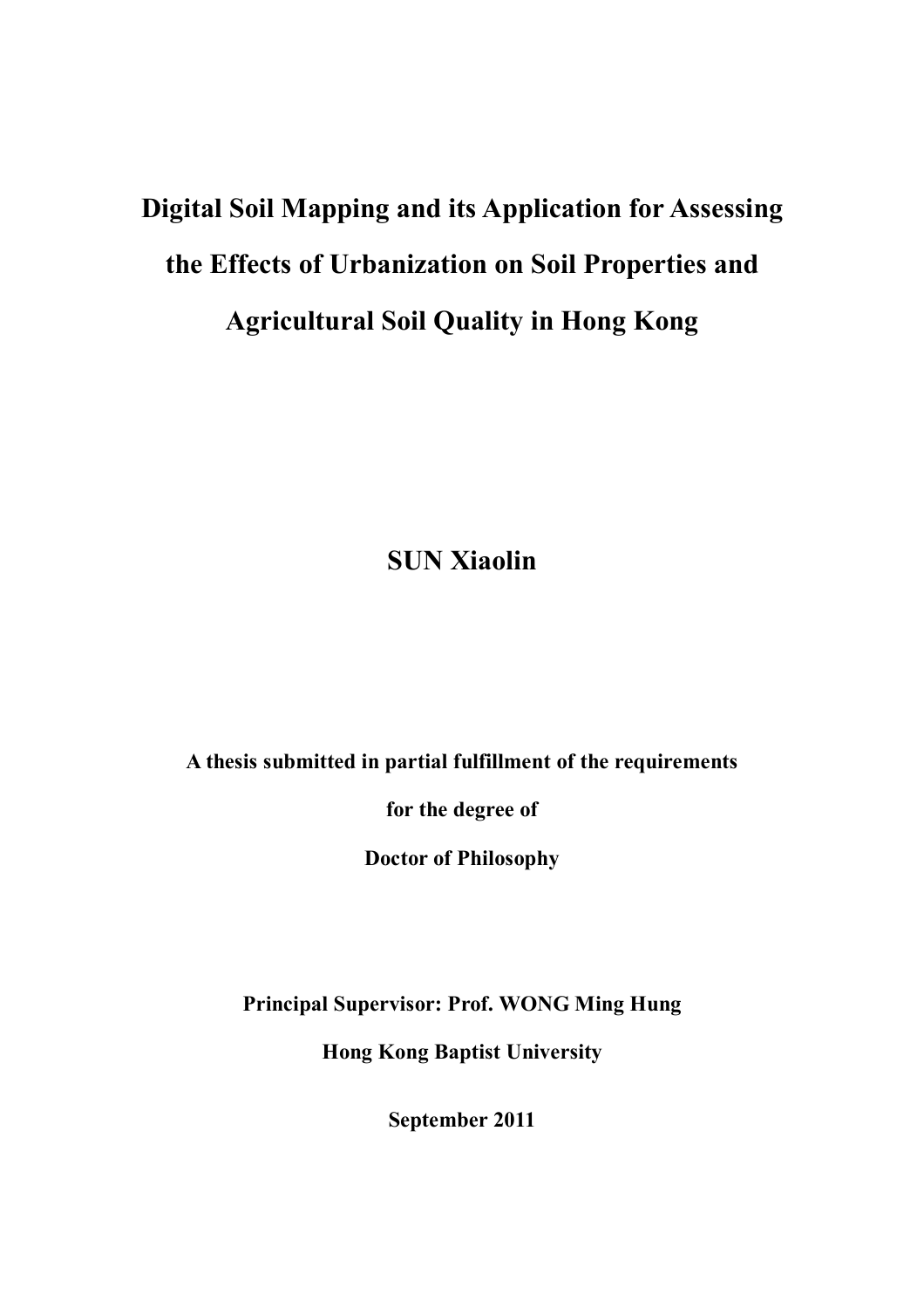# Digital Soil Mapping and its Application for Assessing the Effects of Urbanization on Soil Properties and Agricultural Soil Quality in Hong Kong

**SUN Xiaolin**

**A thesis submitted in partial fulfillment of the requirements**

**for the degree of**

**Doctor of Philosophy**

**Principal Supervisor: Prof. WONG Ming Hung**

**Hong Kong Baptist University**

**September 2011**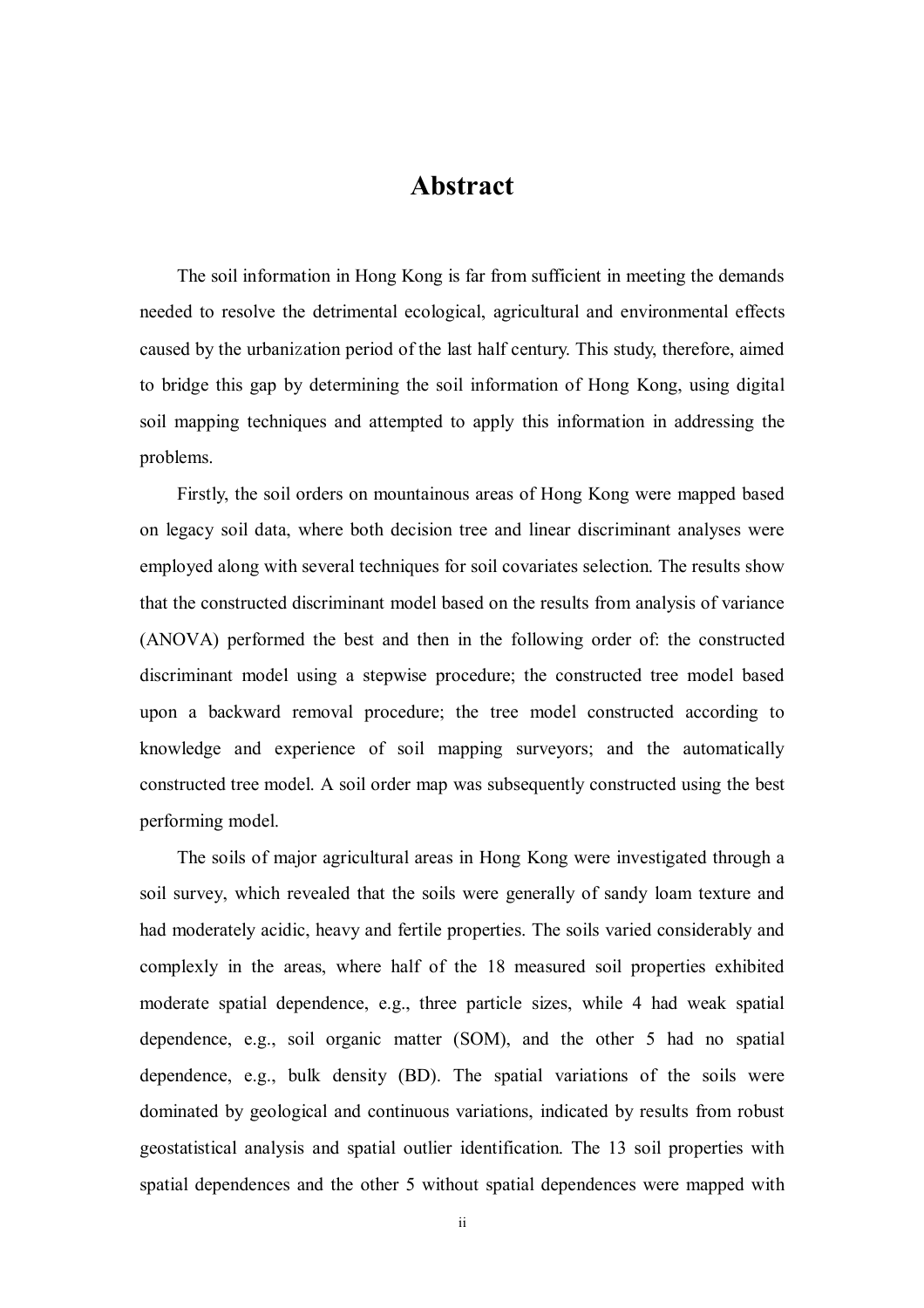# Abstract

The soil information in Hong Kong is far from sufficient in meeting the demands needed to resolve the detrimental ecological, agricultural and environmental effects caused by the urbanization period of the last half century. This study, therefore, aimed to bridge this gap by determining the soil information of Hong Kong, using digital soil mapping techniques and attempted to apply this information in addressing the problems.

Firstly, the soil orders on mountainous areas of Hong Kong were mapped based on legacy soil data, where both decision tree and linear discriminant analyses were employed along with several techniques for soil covariates selection. The results show that the constructed discriminant model based on the results from analysis of variance (ANOVA) performed the best and then in the following order of: the constructed discriminant model using a stepwise procedure; the constructed tree model based upon a backward removal procedure; the tree model constructed according to knowledge and experience of soil mapping surveyors; and the automatically constructed tree model. A soil order map was subsequently constructed using the best performing model.

The soils of major agricultural areas in Hong Kong were investigated through a soil survey, which revealed that the soils were generally of sandy loam texture and had moderately acidic, heavy and fertile properties. The soils varied considerably and complexly in the areas, where half of the 18 measured soil properties exhibited moderate spatial dependence, e.g., three particle sizes, while 4 had weak spatial dependence, e.g., soil organic matter (SOM), and the other 5 had no spatial dependence, e.g., bulk density (BD). The spatial variations of the soils were dominated by geological and continuous variations, indicated by results from robust geostatistical analysis and spatial outlier identification. The 13 soil properties with spatial dependences and the other 5 without spatial dependences were mapped with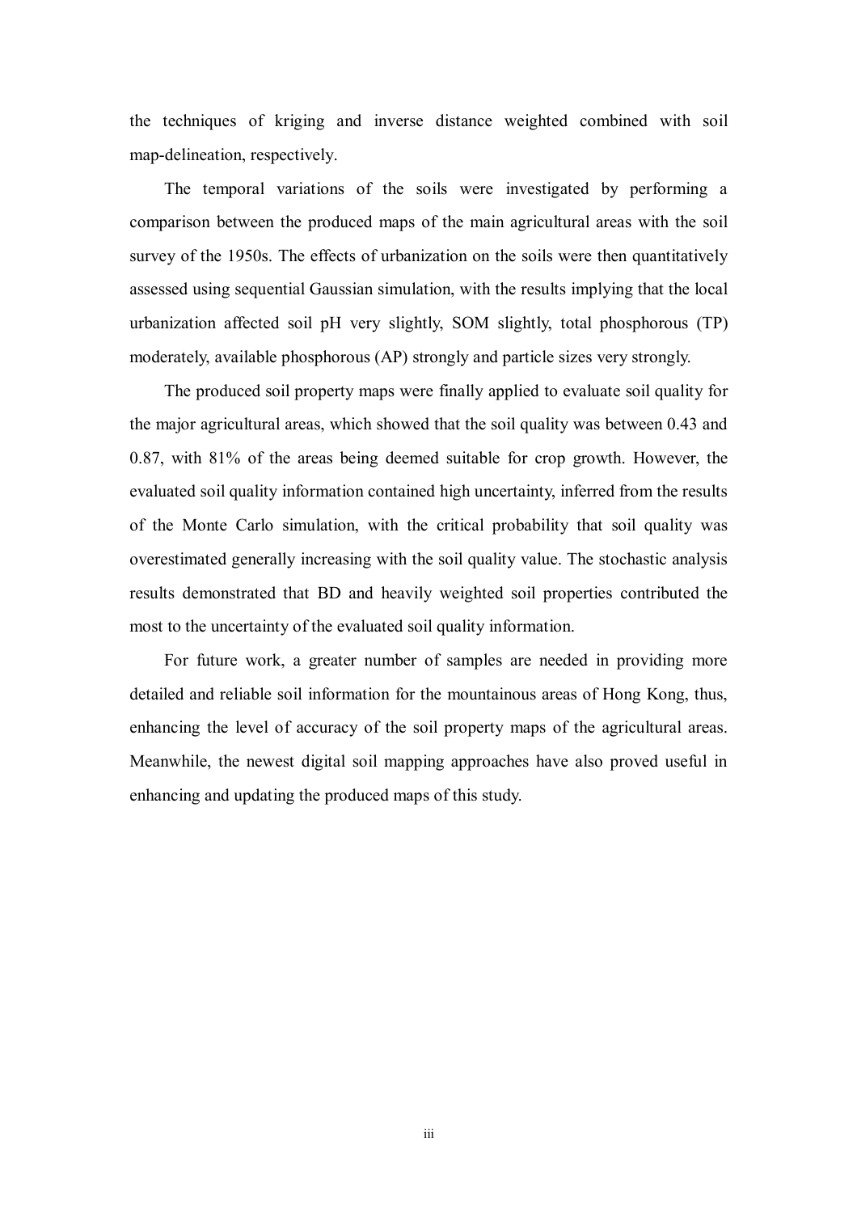the techniques of kriging and inverse distance weighted combined with soil map-delineation, respectively.

The temporal variations of the soils were investigated by performing a comparison between the produced maps of the main agricultural areas with the soil survey of the 1950s. The effects of urbanization on the soils were then quantitatively assessed using sequential Gaussian simulation, with the results implying that the local urbanization affected soil pH very slightly, SOM slightly, total phosphorous (TP) moderately, available phosphorous (AP) strongly and particle sizes very strongly.

The produced soil property maps were finally applied to evaluate soil quality for the major agricultural areas, which showed that the soil quality was between 0.43 and 0.87, with 81% of the areas being deemed suitable for crop growth. However, the evaluated soil quality information contained high uncertainty, inferred from the results of the Monte Carlo simulation, with the critical probability that soil quality was overestimated generally increasing with the soil quality value. The stochastic analysis results demonstrated that BD and heavily weighted soil properties contributed the most to the uncertainty of the evaluated soil quality information.

For future work, a greater number of samples are needed in providing more detailed and reliable soil information for the mountainous areas of Hong Kong, thus, enhancing the level of accuracy of the soil property maps of the agricultural areas. Meanwhile, the newest digital soil mapping approaches have also proved useful in enhancing and updating the produced maps of this study.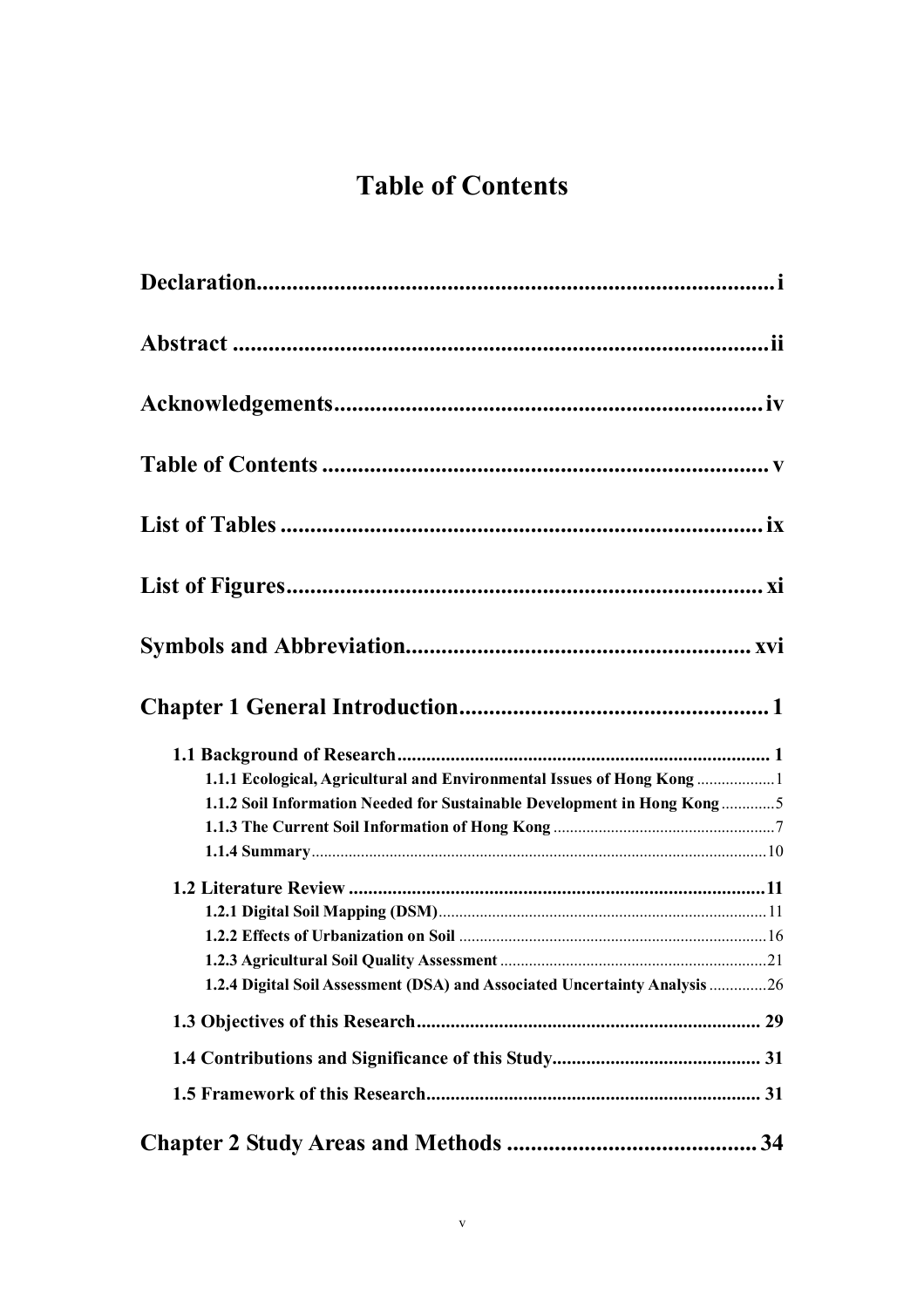# Table of Contents

**Declaration** ........................................................................ i

**Abstract** ........................................................................ ii

**Acknowledgements** ........................................................................ iv

**Table of Contents** ........................................................................ v

**List of Tables** ........................................................................ ix

**List of Figures** ........................................................................ xi

**Symbols and Abbreviation** ........................................................................ xvi

**Chapter 1 General Introduction** ........................................................................ 1

- **1.1 Background of Research** ........................................................................ 1
  - **1.1.1 Ecological, Agricultural and Environmental Issues of Hong Kong** ........................ 1
  - **1.1.2 Soil Information Needed for Sustainable Development in Hong Kong** ........................ 5
  - **1.1.3 The Current Soil Information of Hong Kong** ........................ 7
  - **1.1.4 Summary** ........................ 10
- **1.2 Literature Review** ........................................................................ 11
  - **1.2.1 Digital Soil Mapping (DSM)** ........................ 11
  - **1.2.2 Effects of Urbanization on Soil** ........................ 16
  - **1.2.3 Agricultural Soil Quality Assessment** ........................ 21
  - **1.2.4 Digital Soil Assessment (DSA) and Associated Uncertainty Analysis** ........................ 26
- **1.3 Objectives of this Research** ........................................................................ 29
- **1.4 Contributions and Significance of this Study** ........................................................................ 31
- **1.5 Framework of this Research** ........................................................................ 31

**Chapter 2 Study Areas and Methods** ........................................................................ 34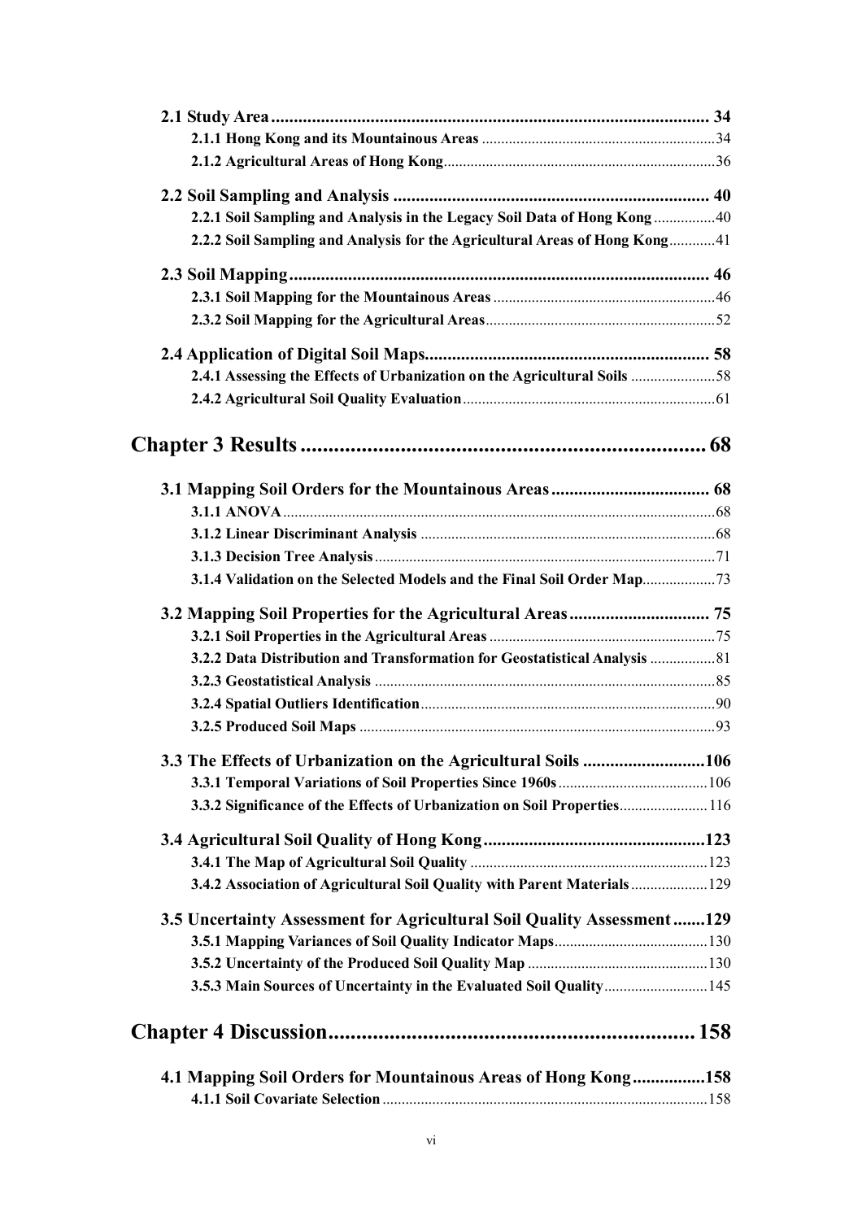**2.1 Study Area** ................................................ 34

- **2.1.1 Hong Kong and its Mountainous Areas** ................................................ 34
- **2.1.2 Agricultural Areas of Hong Kong** ................................................ 36

**2.2 Soil Sampling and Analysis** ................................................ 40

- **2.2.1 Soil Sampling and Analysis in the Legacy Soil Data of Hong Kong** ................ 40
- **2.2.2 Soil Sampling and Analysis for the Agricultural Areas of Hong Kong** ............ 41

**2.3 Soil Mapping** ................................................ 46

- **2.3.1 Soil Mapping for the Mountainous Areas** ................................................ 46
- **2.3.2 Soil Mapping for the Agricultural Areas** ................................................ 52

**2.4 Application of Digital Soil Maps** ................................................ 58

- **2.4.1 Assessing the Effects of Urbanization on the Agricultural Soils** ...................... 58
- **2.4.2 Agricultural Soil Quality Evaluation** ................................................ 61

## Chapter 3 Results ................................................ 68

**3.1 Mapping Soil Orders for the Mountainous Areas** ................................................ 68

- **3.1.1 ANOVA** ................................................ 68
- **3.1.2 Linear Discriminant Analysis** ................................................ 68
- **3.1.3 Decision Tree Analysis** ................................................ 71
- **3.1.4 Validation on the Selected Models and the Final Soil Order Map** ................... 73

**3.2 Mapping Soil Properties for the Agricultural Areas** ................................................ 75

- **3.2.1 Soil Properties in the Agricultural Areas** ................................................ 75
- **3.2.2 Data Distribution and Transformation for Geostatistical Analysis** ................. 81
- **3.2.3 Geostatistical Analysis** ................................................ 85
- **3.2.4 Spatial Outliers Identification** ................................................ 90
- **3.2.5 Produced Soil Maps** ................................................ 93

**3.3 The Effects of Urbanization on the Agricultural Soils** ................................................ 106

- **3.3.1 Temporal Variations of Soil Properties Since 1960s** ................................................ 106
- **3.3.2 Significance of the Effects of Urbanization on Soil Properties** ....................... 116

**3.4 Agricultural Soil Quality of Hong Kong** ................................................ 123

- **3.4.1 The Map of Agricultural Soil Quality** ................................................ 123
- **3.4.2 Association of Agricultural Soil Quality with Parent Materials** .................... 129

**3.5 Uncertainty Assessment for Agricultural Soil Quality Assessment** ....... 129

- **3.5.1 Mapping Variances of Soil Quality Indicator Maps** ................................................ 130
- **3.5.2 Uncertainty of the Produced Soil Quality Map** ................................................ 130
- **3.5.3 Main Sources of Uncertainty in the Evaluated Soil Quality** ........................... 145

## Chapter 4 Discussion ................................................ 158

**4.1 Mapping Soil Orders for Mountainous Areas of Hong Kong** ................ 158

- **4.1.1 Soil Covariate Selection** ................................................ 158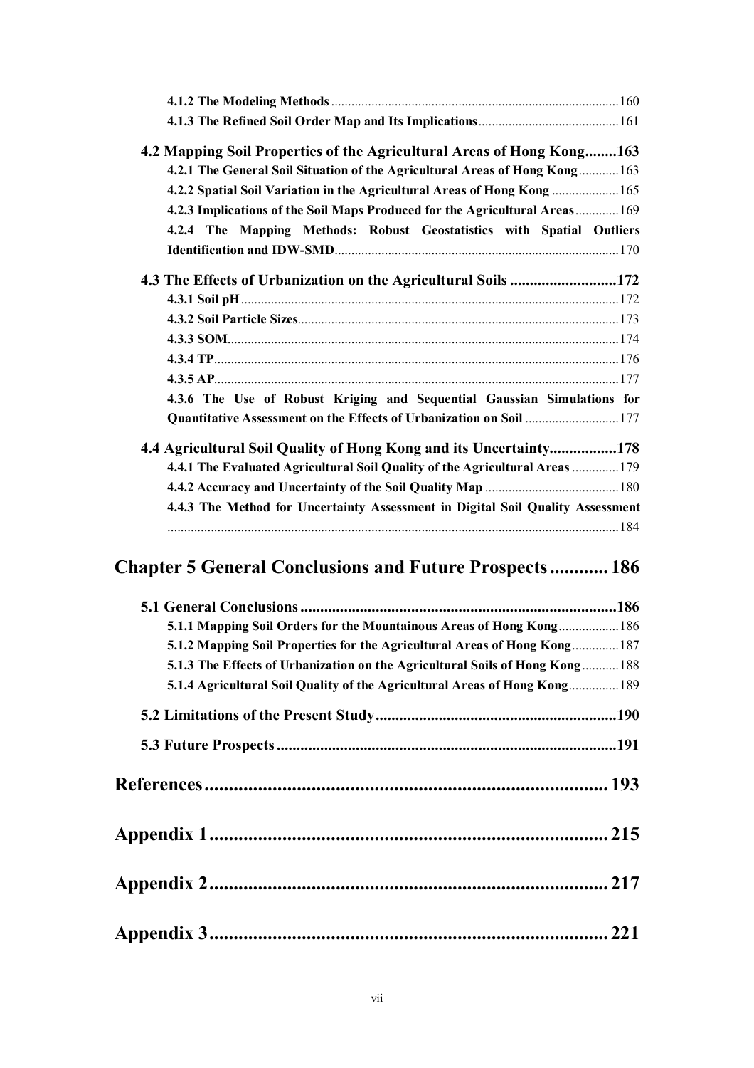**4.1.2 The Modeling Methods** ..... 160

**4.1.3 The Refined Soil Order Map and Its Implications** ..... 161

**4.2 Mapping Soil Properties of the Agricultural Areas of Hong Kong** ..... **163**

**4.2.1 The General Soil Situation of the Agricultural Areas of Hong Kong** ..... 163

**4.2.2 Spatial Soil Variation in the Agricultural Areas of Hong Kong** ..... 165

**4.2.3 Implications of the Soil Maps Produced for the Agricultural Areas** ..... 169

**4.2.4 The Mapping Methods: Robust Geostatistics with Spatial Outliers Identification and IDW-SMD** ..... 170

**4.3 The Effects of Urbanization on the Agricultural Soils** ..... **172**

**4.3.1 Soil pH** ..... 172

**4.3.2 Soil Particle Sizes** ..... 173

**4.3.3 SOM** ..... 174

**4.3.4 TP** ..... 176

**4.3.5 AP** ..... 177

**4.3.6 The Use of Robust Kriging and Sequential Gaussian Simulations for Quantitative Assessment on the Effects of Urbanization on Soil** ..... 177

**4.4 Agricultural Soil Quality of Hong Kong and its Uncertainty** ..... **178**

**4.4.1 The Evaluated Agricultural Soil Quality of the Agricultural Areas** ..... 179

**4.4.2 Accuracy and Uncertainty of the Soil Quality Map** ..... 180

**4.4.3 The Method for Uncertainty Assessment in Digital Soil Quality Assessment** ..... 184

## Chapter 5 General Conclusions and Future Prospects ..... 186

**5.1 General Conclusions** ..... **186**

**5.1.1 Mapping Soil Orders for the Mountainous Areas of Hong Kong** ..... 186

**5.1.2 Mapping Soil Properties for the Agricultural Areas of Hong Kong** ..... 187

**5.1.3 The Effects of Urbanization on the Agricultural Soils of Hong Kong** ..... 188

**5.1.4 Agricultural Soil Quality of the Agricultural Areas of Hong Kong** ..... 189

**5.2 Limitations of the Present Study** ..... **190**

**5.3 Future Prospects** ..... **191**

## References ..... 193

## Appendix 1 ..... 215

## Appendix 2 ..... 217

## Appendix 3 ..... 221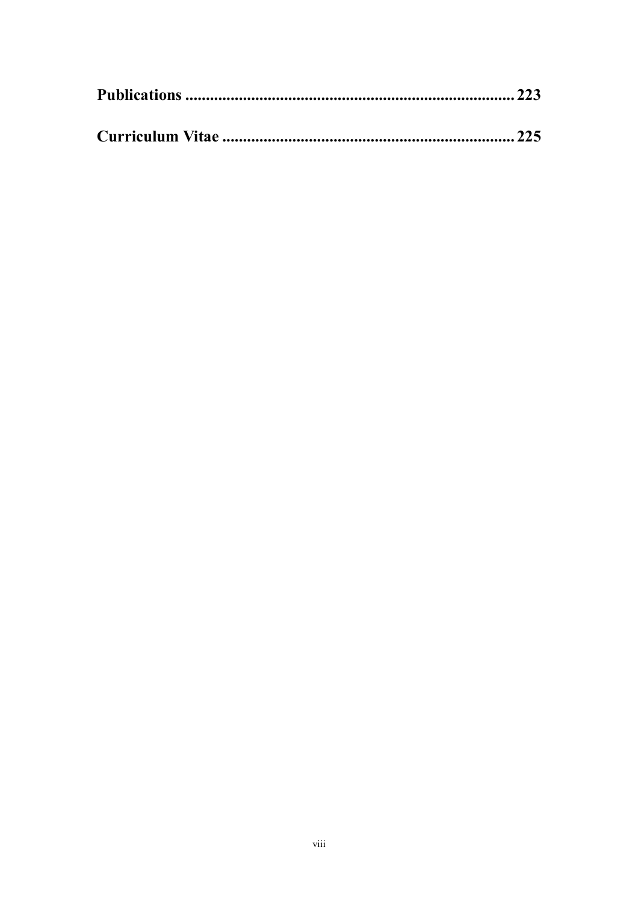**Publications ................................................................................ 223**

**Curriculum Vitae ...................................................................... 225**